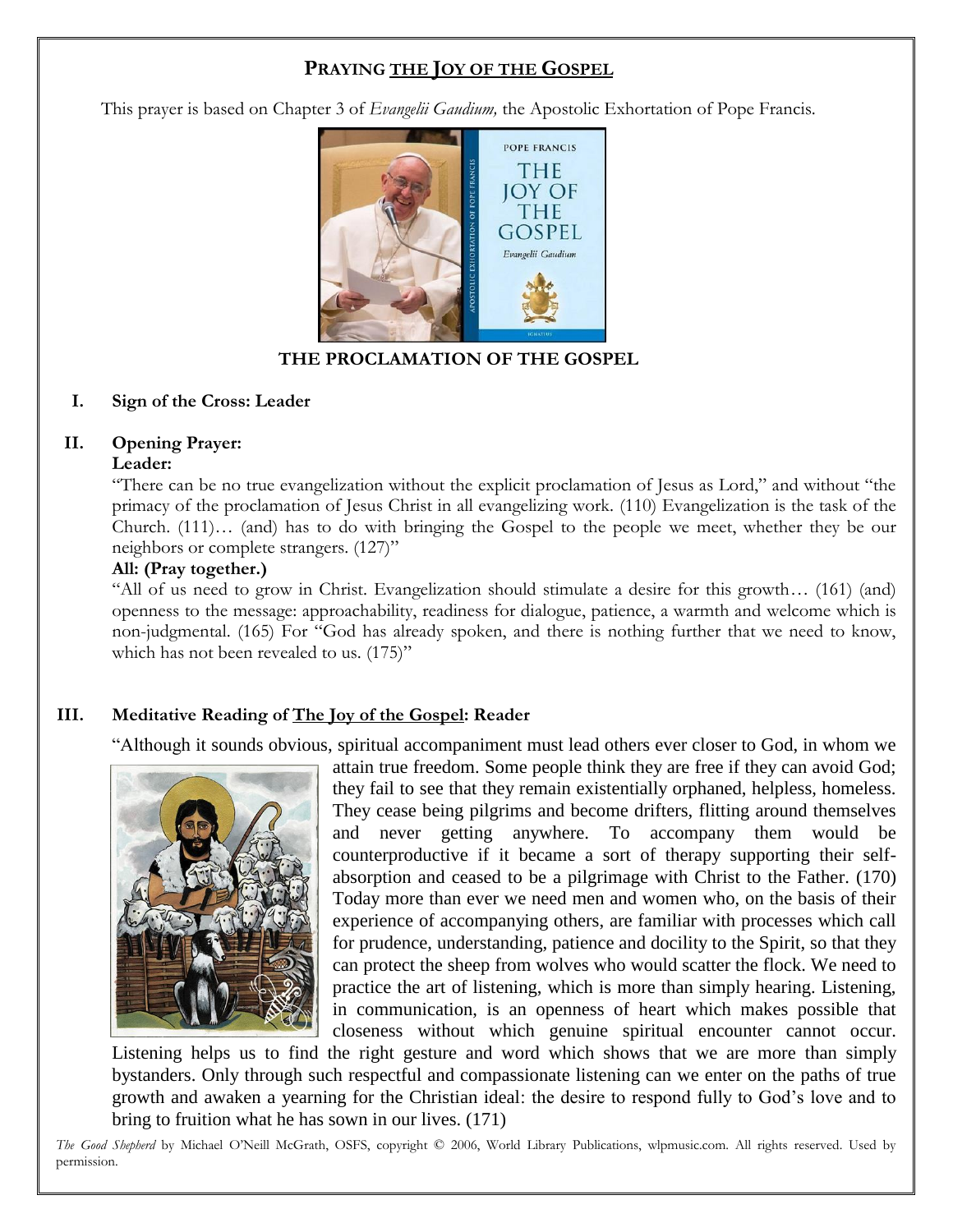# PRAYING THE JOY OF THE GOSPEL

This prayer is based on Chapter 3 of *Evangelii Gaudium,* the Apostolic Exhortation of Pope Francis.

**THE PROCLAMATION OF THE GOSPEL**

**I. Sign of the Cross: Leader**

**II. Opening Prayer:**

**Leader:**

"There can be no true evangelization without the explicit proclamation of Jesus as Lord," and without "the primacy of the proclamation of Jesus Christ in all evangelizing work. (110) Evangelization is the task of the Church. (111)… (and) has to do with bringing the Gospel to the people we meet, whether they be our neighbors or complete strangers. (127)"

**All: (Pray together.)**

"All of us need to grow in Christ. Evangelization should stimulate a desire for this growth… (161) (and) openness to the message: approachability, readiness for dialogue, patience, a warmth and welcome which is non-judgmental. (165) For "God has already spoken, and there is nothing further that we need to know, which has not been revealed to us. (175)"

**III. Meditative Reading of The Joy of the Gospel: Reader**

"Although it sounds obvious, spiritual accompaniment must lead others ever closer to God, in whom we attain true freedom. Some people think they are free if they can avoid God; they fail to see that they remain existentially orphaned, helpless, homeless. They cease being pilgrims and become drifters, flitting around themselves and never getting anywhere. To accompany them would be counterproductive if it became a sort of therapy supporting their self-absorption and ceased to be a pilgrimage with Christ to the Father. (170) Today more than ever we need men and women who, on the basis of their experience of accompanying others, are familiar with processes which call for prudence, understanding, patience and docility to the Spirit, so that they can protect the sheep from wolves who would scatter the flock. We need to practice the art of listening, which is more than simply hearing. Listening, in communication, is an openness of heart which makes possible that closeness without which genuine spiritual encounter cannot occur. Listening helps us to find the right gesture and word which shows that we are more than simply bystanders. Only through such respectful and compassionate listening can we enter on the paths of true growth and awaken a yearning for the Christian ideal: the desire to respond fully to God's love and to bring to fruition what he has sown in our lives. (171)

*The Good Shepherd* by Michael O'Neill McGrath, OSFS, copyright © 2006, World Library Publications, wlpmusic.com. All rights reserved. Used by permission.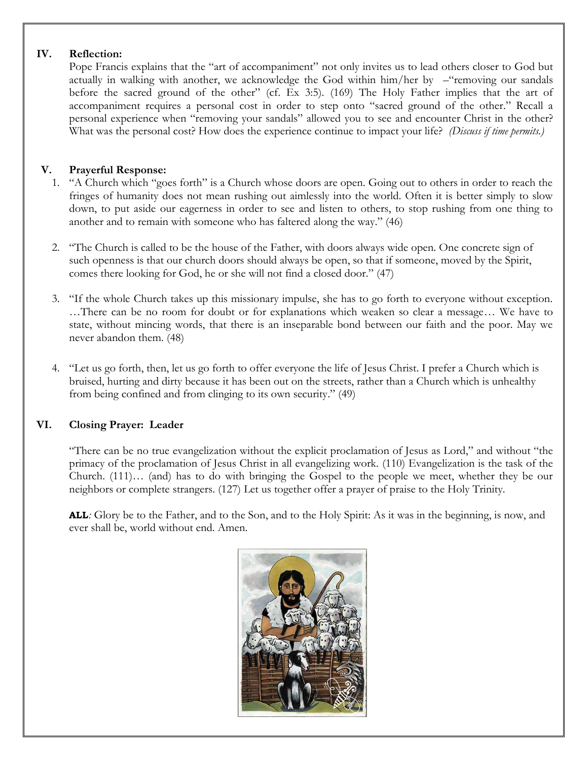## IV. Reflection:

Pope Francis explains that the "art of accompaniment" not only invites us to lead others closer to God but actually in walking with another, we acknowledge the God within him/her by –"removing our sandals before the sacred ground of the other" (cf. Ex 3:5). (169) The Holy Father implies that the art of accompaniment requires a personal cost in order to step onto "sacred ground of the other." Recall a personal experience when "removing your sandals" allowed you to see and encounter Christ in the other? What was the personal cost? How does the experience continue to impact your life? *(Discuss if time permits.)*

## V. Prayerful Response:

1. "A Church which "goes forth" is a Church whose doors are open. Going out to others in order to reach the fringes of humanity does not mean rushing out aimlessly into the world. Often it is better simply to slow down, to put aside our eagerness in order to see and listen to others, to stop rushing from one thing to another and to remain with someone who has faltered along the way." (46)

2. "The Church is called to be the house of the Father, with doors always wide open. One concrete sign of such openness is that our church doors should always be open, so that if someone, moved by the Spirit, comes there looking for God, he or she will not find a closed door." (47)

3. "If the whole Church takes up this missionary impulse, she has to go forth to everyone without exception. …There can be no room for doubt or for explanations which weaken so clear a message… We have to state, without mincing words, that there is an inseparable bond between our faith and the poor. May we never abandon them. (48)

4. "Let us go forth, then, let us go forth to offer everyone the life of Jesus Christ. I prefer a Church which is bruised, hurting and dirty because it has been out on the streets, rather than a Church which is unhealthy from being confined and from clinging to its own security." (49)

## VI. Closing Prayer: Leader

"There can be no true evangelization without the explicit proclamation of Jesus as Lord," and without "the primacy of the proclamation of Jesus Christ in all evangelizing work. (110) Evangelization is the task of the Church. (111)… (and) has to do with bringing the Gospel to the people we meet, whether they be our neighbors or complete strangers. (127) Let us together offer a prayer of praise to the Holy Trinity.

**ALL**: Glory be to the Father, and to the Son, and to the Holy Spirit: As it was in the beginning, is now, and ever shall be, world without end. Amen.